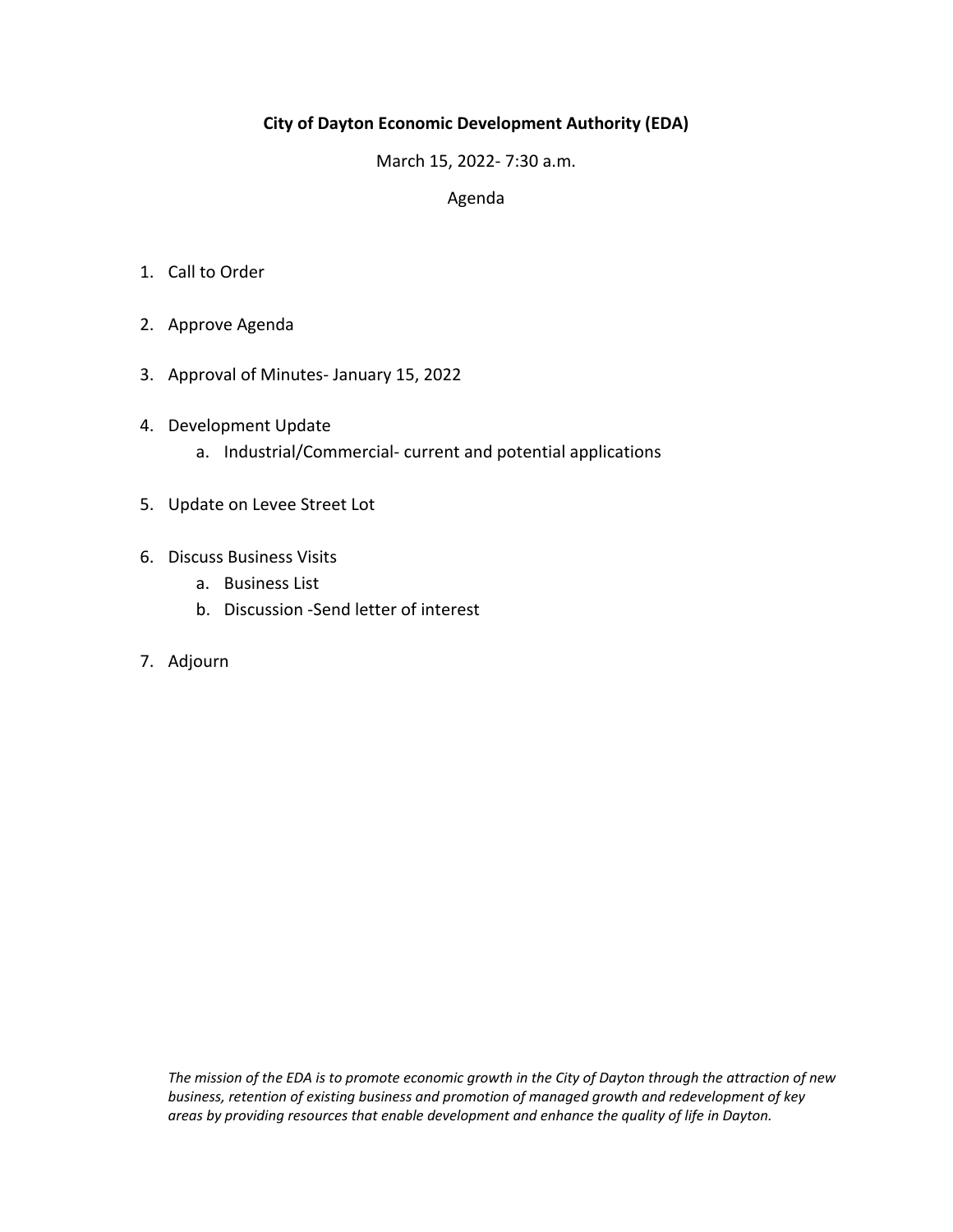# City of Dayton Economic Development Authority (EDA)

March 15, 2022- 7:30 a.m.

Agenda

1. Call to Order

2. Approve Agenda

3. Approval of Minutes- January 15, 2022

4. Development Update
    a. Industrial/Commercial- current and potential applications

5. Update on Levee Street Lot

6. Discuss Business Visits
    a. Business List
    b. Discussion -Send letter of interest

7. Adjourn

*The mission of the EDA is to promote economic growth in the City of Dayton through the attraction of new business, retention of existing business and promotion of managed growth and redevelopment of key areas by providing resources that enable development and enhance the quality of life in Dayton.*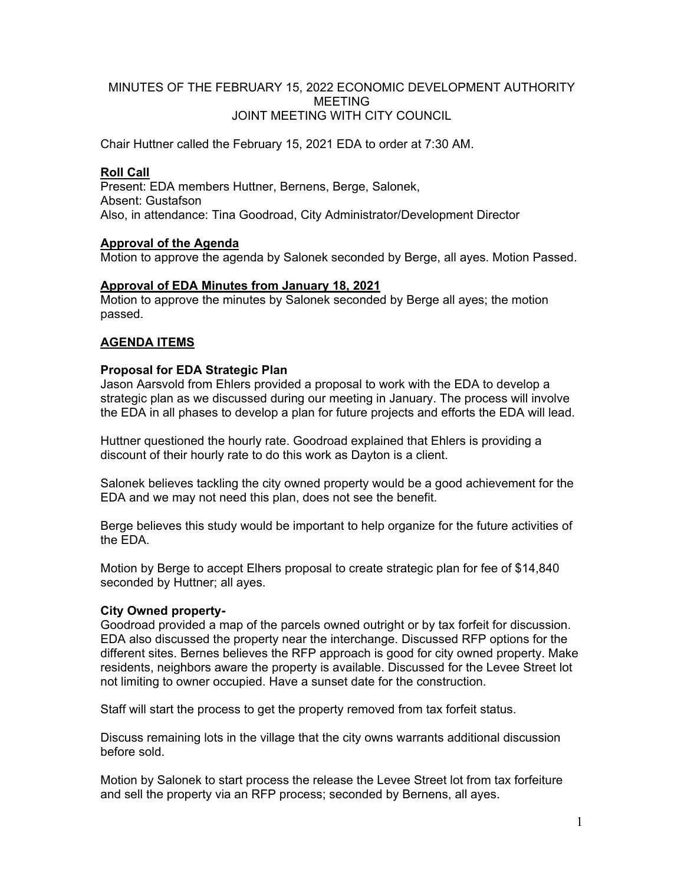MINUTES OF THE FEBRUARY 15, 2022 ECONOMIC DEVELOPMENT AUTHORITY MEETING
JOINT MEETING WITH CITY COUNCIL

Chair Huttner called the February 15, 2021 EDA to order at 7:30 AM.

**Roll Call**
Present: EDA members Huttner, Bernens, Berge, Salonek,
Absent: Gustafson
Also, in attendance: Tina Goodroad, City Administrator/Development Director

**Approval of the Agenda**
Motion to approve the agenda by Salonek seconded by Berge, all ayes. Motion Passed.

**Approval of EDA Minutes from January 18, 2021**
Motion to approve the minutes by Salonek seconded by Berge all ayes; the motion passed.

**AGENDA ITEMS**

**Proposal for EDA Strategic Plan**
Jason Aarsvold from Ehlers provided a proposal to work with the EDA to develop a strategic plan as we discussed during our meeting in January. The process will involve the EDA in all phases to develop a plan for future projects and efforts the EDA will lead.

Huttner questioned the hourly rate. Goodroad explained that Ehlers is providing a discount of their hourly rate to do this work as Dayton is a client.

Salonek believes tackling the city owned property would be a good achievement for the EDA and we may not need this plan, does not see the benefit.

Berge believes this study would be important to help organize for the future activities of the EDA.

Motion by Berge to accept Elhers proposal to create strategic plan for fee of $14,840 seconded by Huttner; all ayes.

**City Owned property-**
Goodroad provided a map of the parcels owned outright or by tax forfeit for discussion. EDA also discussed the property near the interchange. Discussed RFP options for the different sites. Bernes believes the RFP approach is good for city owned property. Make residents, neighbors aware the property is available. Discussed for the Levee Street lot not limiting to owner occupied. Have a sunset date for the construction.

Staff will start the process to get the property removed from tax forfeit status.

Discuss remaining lots in the village that the city owns warrants additional discussion before sold.

Motion by Salonek to start process the release the Levee Street lot from tax forfeiture and sell the property via an RFP process; seconded by Bernens, all ayes.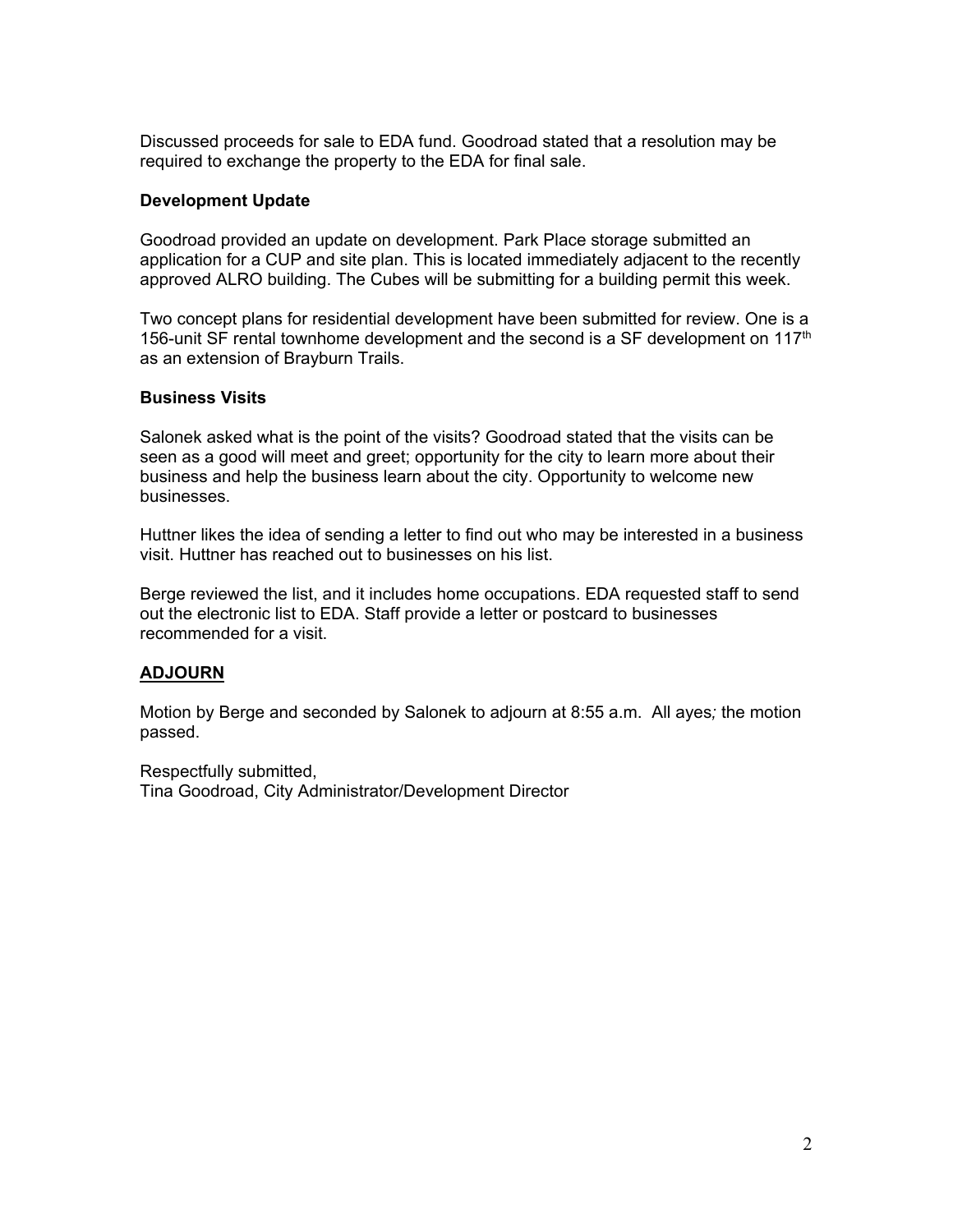Discussed proceeds for sale to EDA fund. Goodroad stated that a resolution may be required to exchange the property to the EDA for final sale.

**Development Update**

Goodroad provided an update on development. Park Place storage submitted an application for a CUP and site plan. This is located immediately adjacent to the recently approved ALRO building. The Cubes will be submitting for a building permit this week.

Two concept plans for residential development have been submitted for review. One is a 156-unit SF rental townhome development and the second is a SF development on 117th as an extension of Brayburn Trails.

**Business Visits**

Salonek asked what is the point of the visits? Goodroad stated that the visits can be seen as a good will meet and greet; opportunity for the city to learn more about their business and help the business learn about the city. Opportunity to welcome new businesses.

Huttner likes the idea of sending a letter to find out who may be interested in a business visit. Huttner has reached out to businesses on his list.

Berge reviewed the list, and it includes home occupations. EDA requested staff to send out the electronic list to EDA. Staff provide a letter or postcard to businesses recommended for a visit.

**ADJOURN**

Motion by Berge and seconded by Salonek to adjourn at 8:55 a.m. All ayes*;* the motion passed.

Respectfully submitted,
Tina Goodroad, City Administrator/Development Director